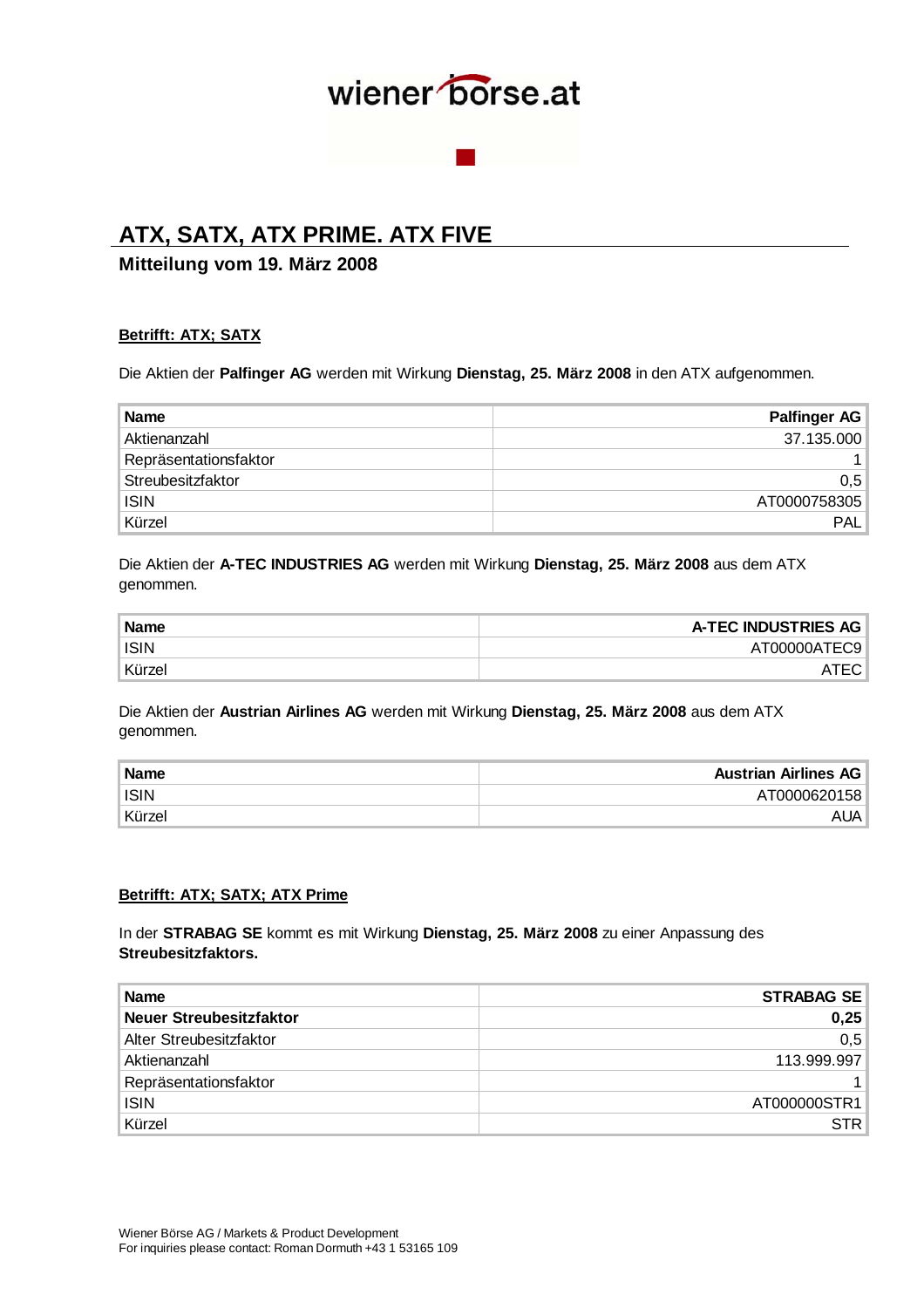wiener börse.at

# ATX, SATX, ATX PRIME. ATX FIVE

## Mitteilung vom 19. März 2008

**Betrifft: ATX; SATX**

Die Aktien der **Palfinger AG** werden mit Wirkung **Dienstag, 25. März 2008** in den ATX aufgenommen.

| **Name** | **Palfinger AG** |
|---|---|
| Aktienanzahl | 37.135.000 |
| Repräsentationsfaktor | 1 |
| Streubesitzfaktor | 0,5 |
| ISIN | AT0000758305 |
| Kürzel | PAL |

Die Aktien der **A-TEC INDUSTRIES AG** werden mit Wirkung **Dienstag, 25. März 2008** aus dem ATX genommen.

| **Name** | **A-TEC INDUSTRIES AG** |
|---|---|
| ISIN | AT00000ATEC9 |
| Kürzel | ATEC |

Die Aktien der **Austrian Airlines AG** werden mit Wirkung **Dienstag, 25. März 2008** aus dem ATX genommen.

| **Name** | **Austrian Airlines AG** |
|---|---|
| ISIN | AT0000620158 |
| Kürzel | AUA |

**Betrifft: ATX; SATX; ATX Prime**

In der **STRABAG SE** kommt es mit Wirkung **Dienstag, 25. März 2008** zu einer Anpassung des **Streubesitzfaktors.**

| **Name** | **STRABAG SE** |
|---|---|
| **Neuer Streubesitzfaktor** | **0,25** |
| Alter Streubesitzfaktor | 0,5 |
| Aktienanzahl | 113.999.997 |
| Repräsentationsfaktor | 1 |
| ISIN | AT000000STR1 |
| Kürzel | STR |

Wiener Börse AG / Markets & Product Development
For inquiries please contact: Roman Dormuth +43 1 53165 109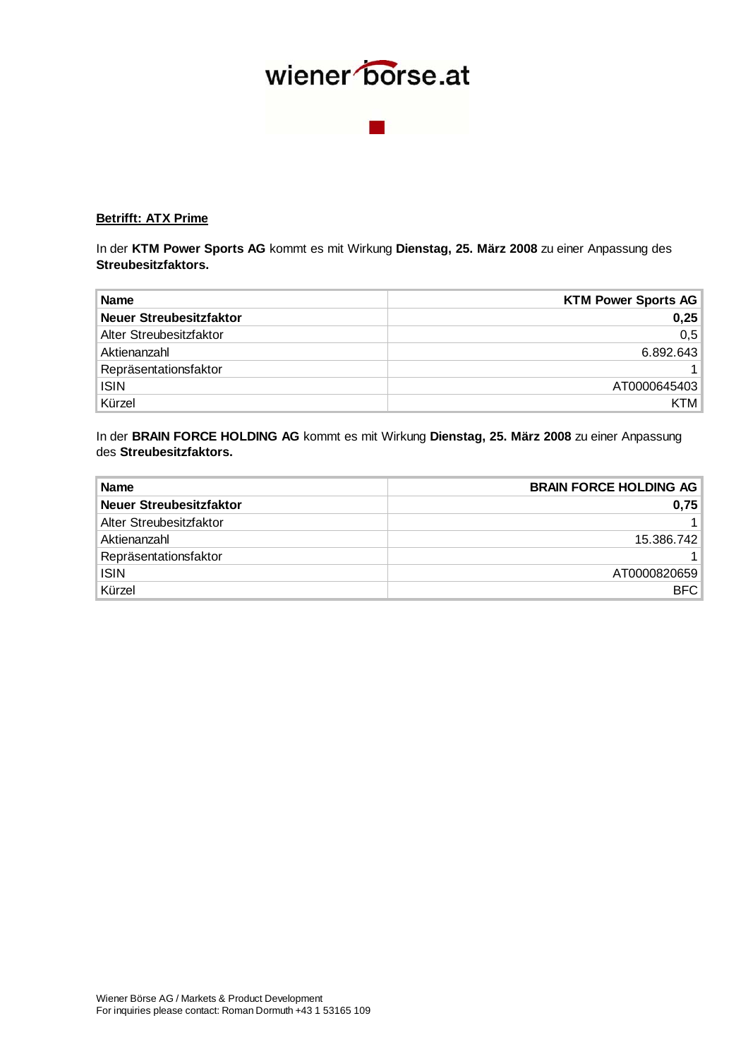**Betrifft: ATX Prime**

In der **KTM Power Sports AG** kommt es mit Wirkung **Dienstag, 25. März 2008** zu einer Anpassung des **Streubesitzfaktors.**

| **Name** | **KTM Power Sports AG** |
|---|---:|
| **Neuer Streubesitzfaktor** | **0,25** |
| Alter Streubesitzfaktor | 0,5 |
| Aktienanzahl | 6.892.643 |
| Repräsentationsfaktor | 1 |
| ISIN | AT0000645403 |
| Kürzel | KTM |

In der **BRAIN FORCE HOLDING AG** kommt es mit Wirkung **Dienstag, 25. März 2008** zu einer Anpassung des **Streubesitzfaktors.**

| **Name** | **BRAIN FORCE HOLDING AG** |
|---|---:|
| **Neuer Streubesitzfaktor** | **0,75** |
| Alter Streubesitzfaktor | 1 |
| Aktienanzahl | 15.386.742 |
| Repräsentationsfaktor | 1 |
| ISIN | AT0000820659 |
| Kürzel | BFC |

Wiener Börse AG / Markets & Product Development
For inquiries please contact: Roman Dormuth +43 1 53165 109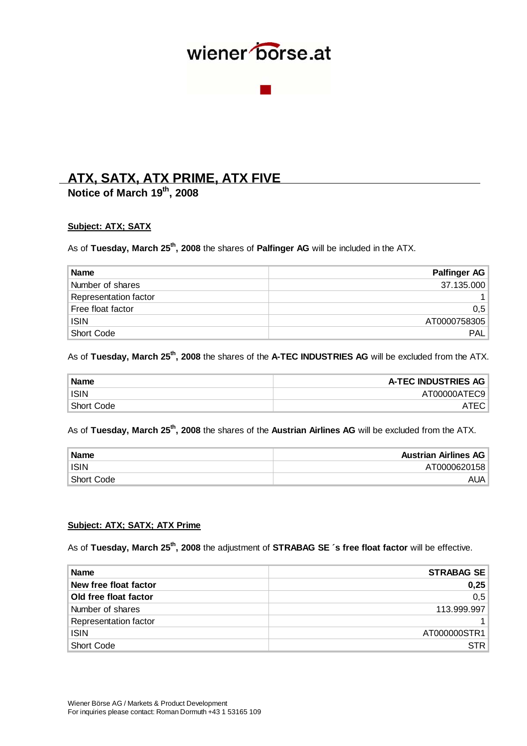wiener börse.at

# ATX, SATX, ATX PRIME, ATX FIVE

**Notice of March 19th, 2008**

**Subject: ATX; SATX**

As of **Tuesday, March 25th, 2008** the shares of **Palfinger AG** will be included in the ATX.

| **Name** | **Palfinger AG** |
|---|---|
| Number of shares | 37.135.000 |
| Representation factor | 1 |
| Free float factor | 0,5 |
| ISIN | AT0000758305 |
| Short Code | PAL |

As of **Tuesday, March 25th, 2008** the shares of the **A-TEC INDUSTRIES AG** will be excluded from the ATX.

| **Name** | **A-TEC INDUSTRIES AG** |
|---|---|
| ISIN | AT00000ATEC9 |
| Short Code | ATEC |

As of **Tuesday, March 25th, 2008** the shares of the **Austrian Airlines AG** will be excluded from the ATX.

| **Name** | **Austrian Airlines AG** |
|---|---|
| ISIN | AT0000620158 |
| Short Code | AUA |

**Subject: ATX; SATX; ATX Prime**

As of **Tuesday, March 25th, 2008** the adjustment of **STRABAG SE ´s free float factor** will be effective.

| **Name** | **STRABAG SE** |
|---|---|
| **New free float factor** | **0,25** |
| **Old free float factor** | 0,5 |
| Number of shares | 113.999.997 |
| Representation factor | 1 |
| ISIN | AT000000STR1 |
| Short Code | STR |

Wiener Börse AG / Markets & Product Development
For inquiries please contact: Roman Dormuth +43 1 53165 109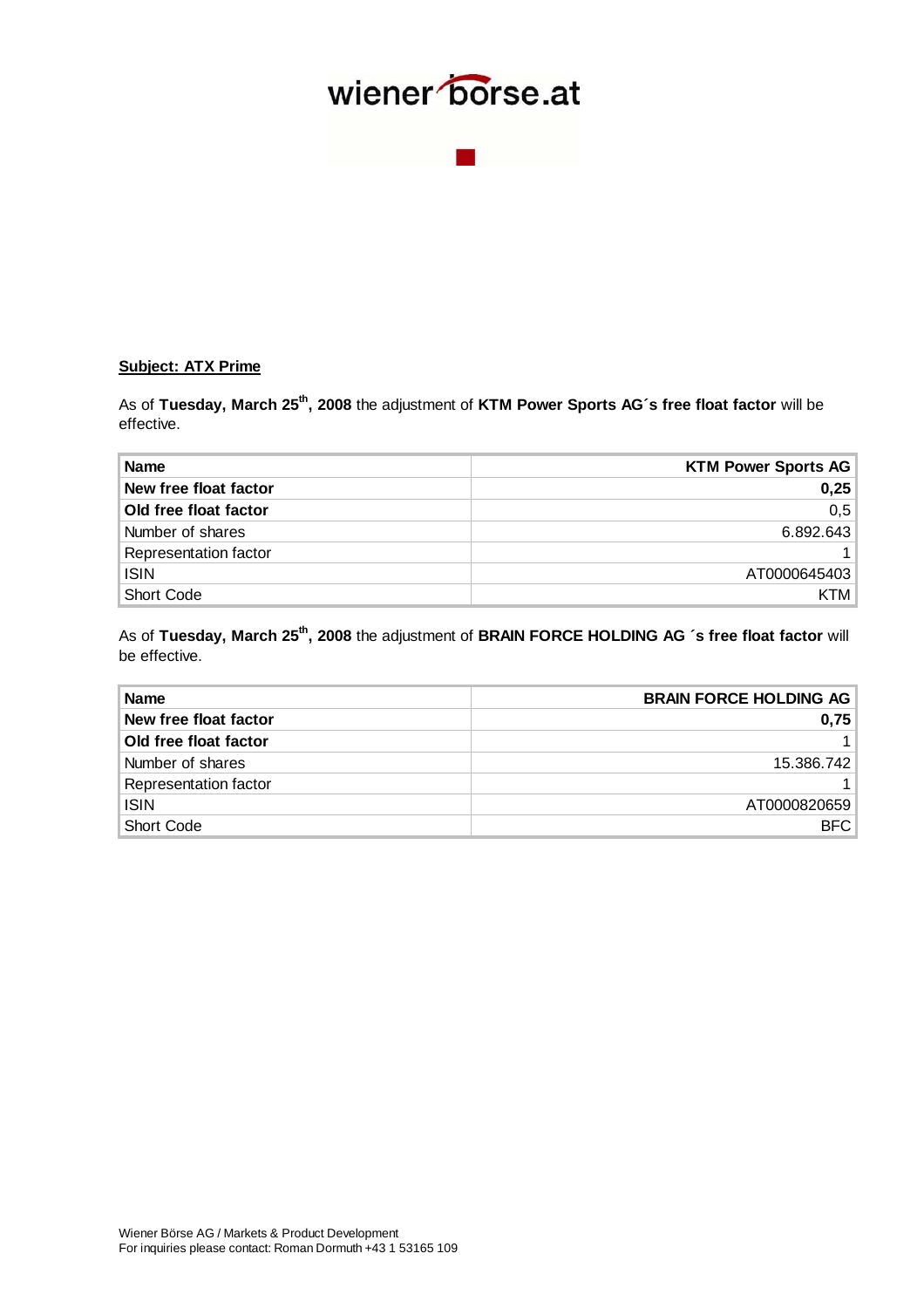**Subject: ATX Prime**

As of **Tuesday, March 25th, 2008** the adjustment of **KTM Power Sports AG´s free float factor** will be effective.

| **Name** | **KTM Power Sports AG** |
|---|---:|
| **New free float factor** | **0,25** |
| **Old free float factor** | 0,5 |
| Number of shares | 6.892.643 |
| Representation factor | 1 |
| ISIN | AT0000645403 |
| Short Code | KTM |

As of **Tuesday, March 25th, 2008** the adjustment of **BRAIN FORCE HOLDING AG ´s free float factor** will be effective.

| **Name** | **BRAIN FORCE HOLDING AG** |
|---|---:|
| **New free float factor** | **0,75** |
| **Old free float factor** | 1 |
| Number of shares | 15.386.742 |
| Representation factor | 1 |
| ISIN | AT0000820659 |
| Short Code | BFC |

Wiener Börse AG / Markets & Product Development
For inquiries please contact: Roman Dormuth +43 1 53165 109